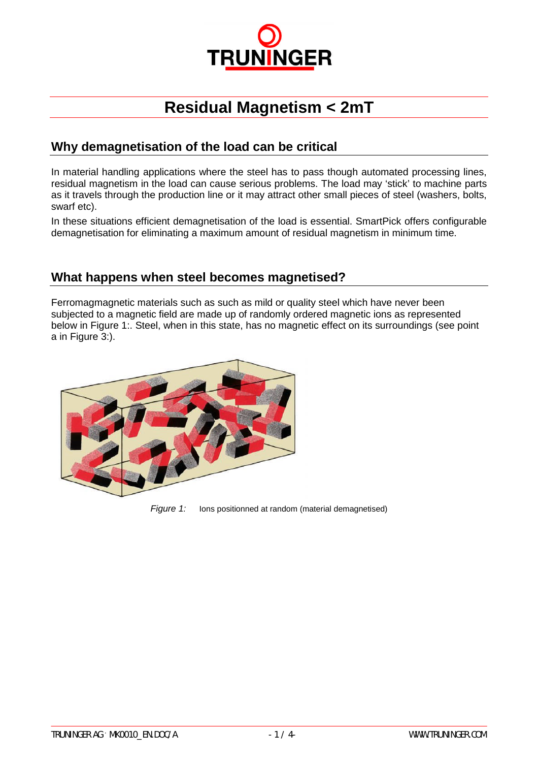# Residual Magnetism < 2mT

## Why demagnetisation of the load can be critical

In material handling applications where the steel has to pass though automated processing lines, residual magnetism in the load can cause serious problems. The load may 'stick' to machine parts as it travels through the production line or it may attract other small pieces of steel (washers, bolts, swarf etc).

In these situations efficient demagnetisation of the load is essential. SmartPick offers configurable demagnetisation for eliminating a maximum amount of residual magnetism in minimum time.

## What happens when steel becomes magnetised?

Ferromagmagnetic materials such as such as mild or quality steel which have never been subjected to a magnetic field are made up of randomly ordered magnetic ions as represented below in Figure 1:. Steel, when in this state, has no magnetic effect on its surroundings (see point a in Figure 3:).

*Figure 1:* Ions positionned at random (material demagnetised)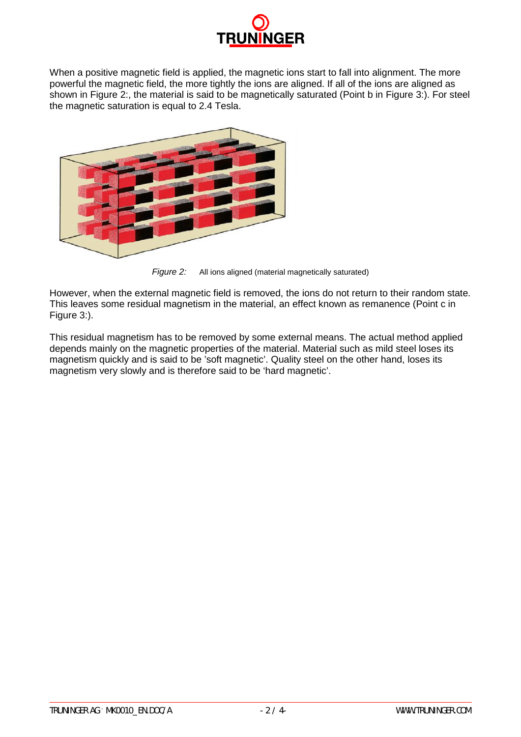When a positive magnetic field is applied, the magnetic ions start to fall into alignment. The more powerful the magnetic field, the more tightly the ions are aligned. If all of the ions are aligned as shown in Figure 2:, the material is said to be magnetically saturated (Point b in Figure 3:). For steel the magnetic saturation is equal to 2.4 Tesla.

*Figure 2:* All ions aligned (material magnetically saturated)

However, when the external magnetic field is removed, the ions do not return to their random state. This leaves some residual magnetism in the material, an effect known as remanence (Point c in Figure 3:).

This residual magnetism has to be removed by some external means. The actual method applied depends mainly on the magnetic properties of the material. Material such as mild steel loses its magnetism quickly and is said to be 'soft magnetic'. Quality steel on the other hand, loses its magnetism very slowly and is therefore said to be 'hard magnetic'.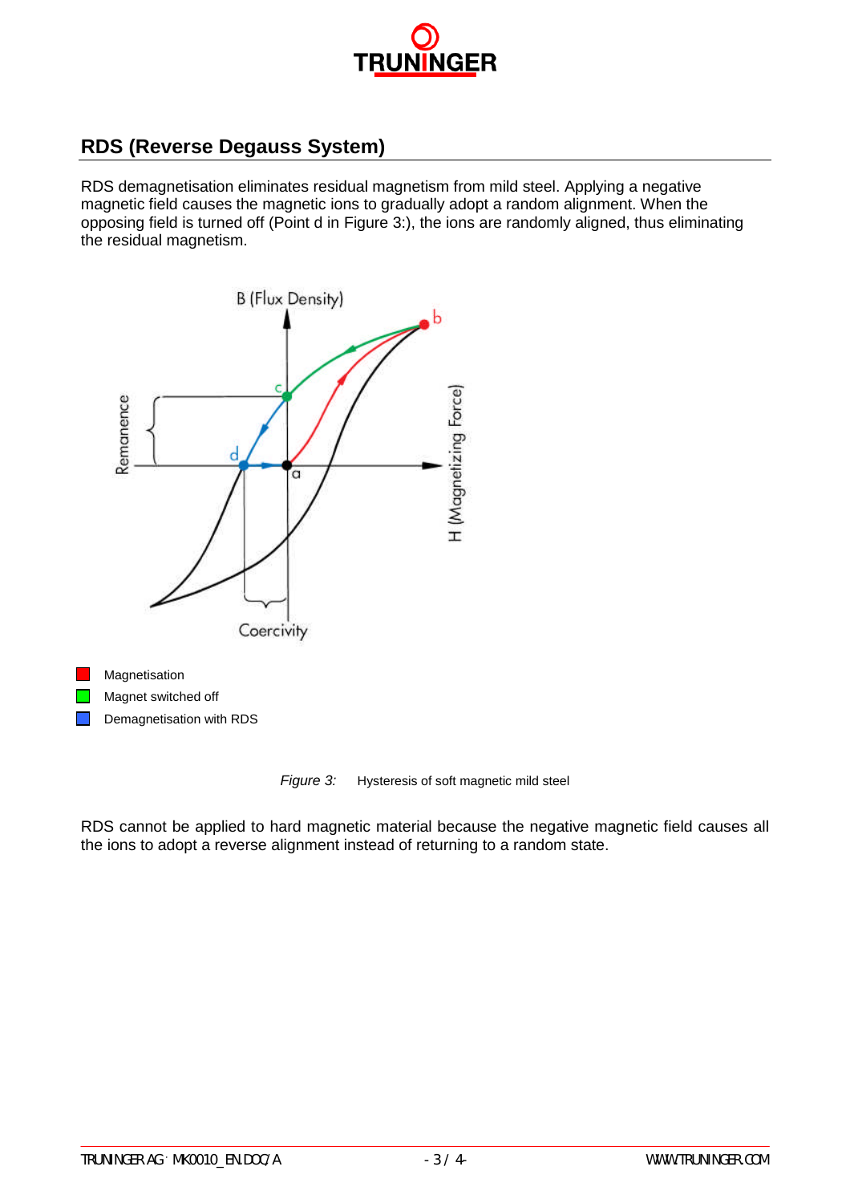## RDS (Reverse Degauss System)

RDS demagnetisation eliminates residual magnetism from mild steel. Applying a negative magnetic field causes the magnetic ions to gradually adopt a random alignment. When the opposing field is turned off (Point d in Figure 3:), the ions are randomly aligned, thus eliminating the residual magnetism.

- Magnetisation
- Magnet switched off
- Demagnetisation with RDS

*Figure 3:* Hysteresis of soft magnetic mild steel

RDS cannot be applied to hard magnetic material because the negative magnetic field causes all the ions to adopt a reverse alignment instead of returning to a random state.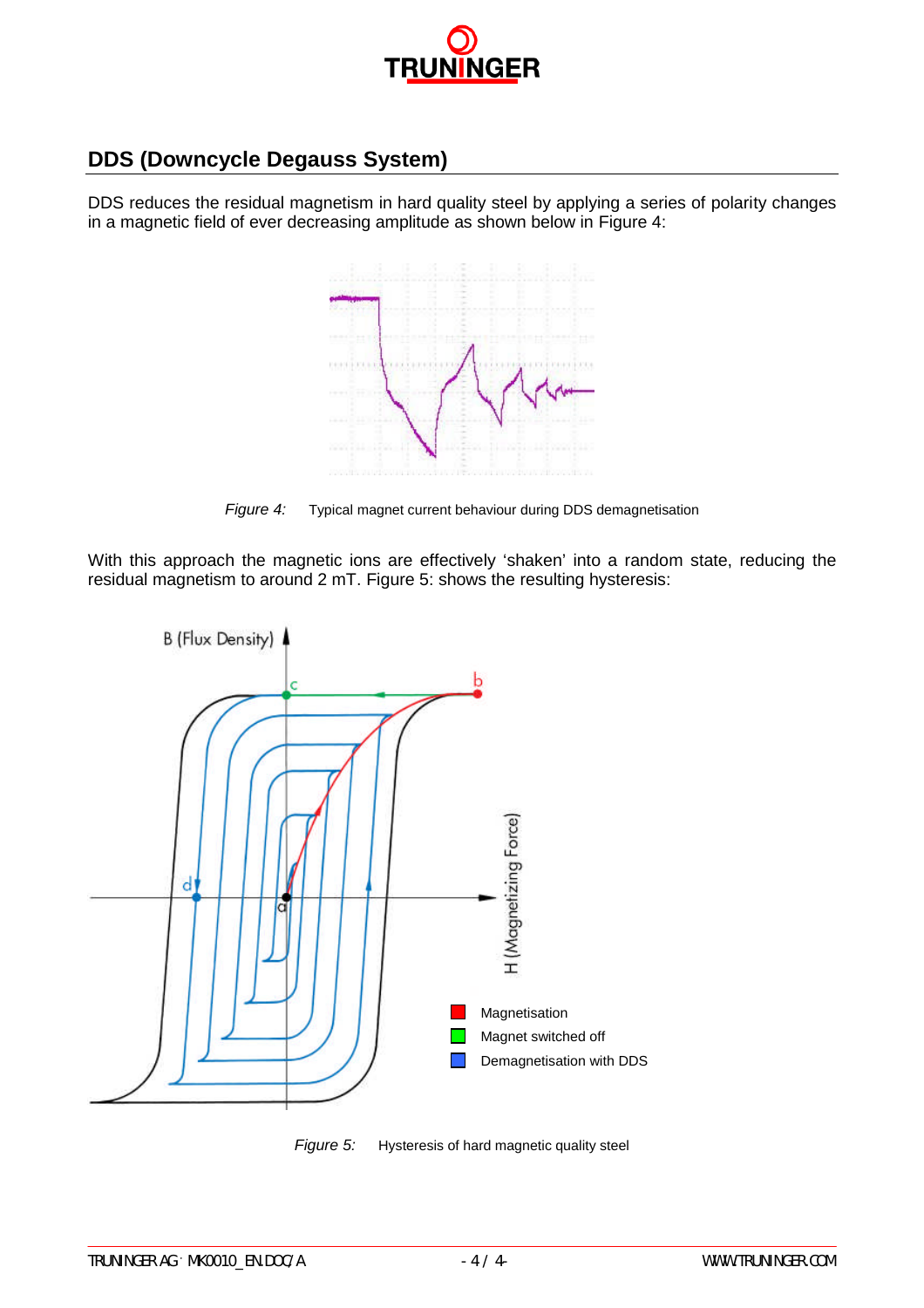## DDS (Downcycle Degauss System)

DDS reduces the residual magnetism in hard quality steel by applying a series of polarity changes in a magnetic field of ever decreasing amplitude as shown below in Figure 4:

*Figure 4:* Typical magnet current behaviour during DDS demagnetisation

With this approach the magnetic ions are effectively 'shaken' into a random state, reducing the residual magnetism to around 2 mT. Figure 5: shows the resulting hysteresis:

B (Flux Density)

H (Magnetizing Force)

a

b

c

d

Magnetisation

Magnet switched off

Demagnetisation with DDS

*Figure 5:* Hysteresis of hard magnetic quality steel